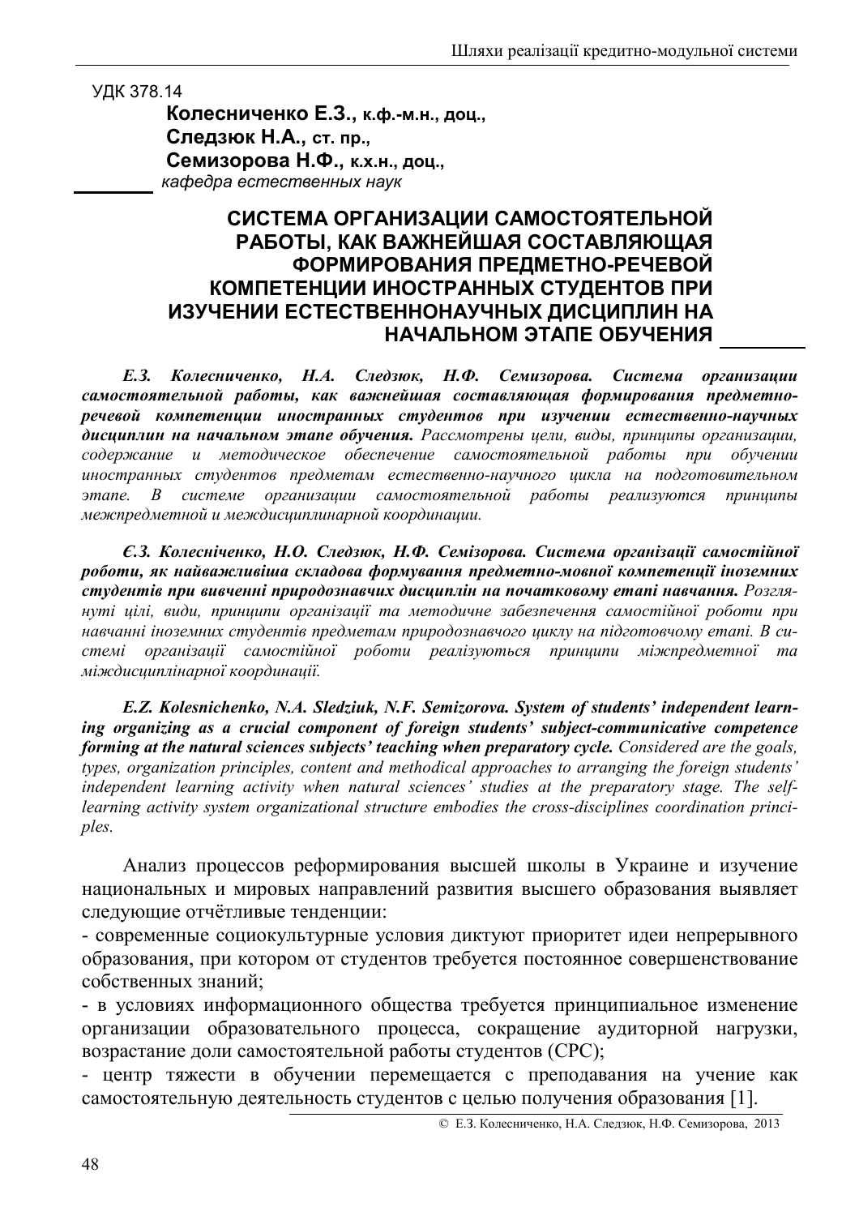УДК 378.14

**Колесниченко Е.З., к.ф.-м.н., доц.,**
**Следзюк Н.А., ст. пр.,**
**Семизорова Н.Ф., к.х.н., доц.,**
*кафедра естественных наук*

# СИСТЕМА ОРГАНИЗАЦИИ САМОСТОЯТЕЛЬНОЙ РАБОТЫ, КАК ВАЖНЕЙШАЯ СОСТАВЛЯЮЩАЯ ФОРМИРОВАНИЯ ПРЕДМЕТНО-РЕЧЕВОЙ КОМПЕТЕНЦИИ ИНОСТРАННЫХ СТУДЕНТОВ ПРИ ИЗУЧЕНИИ ЕСТЕСТВЕННОНАУЧНЫХ ДИСЦИПЛИН НА НАЧАЛЬНОМ ЭТАПЕ ОБУЧЕНИЯ

***Е.З. Колесниченко, Н.А. Следзюк, Н.Ф. Семизорова. Система организации самостоятельной работы, как важнейшая составляющая формирования предметно-речевой компетенции иностранных студентов при изучении естественно-научных дисциплин на начальном этапе обучения.*** *Рассмотрены цели, виды, принципы организации, содержание и методическое обеспечение самостоятельной работы при обучении иностранных студентов предметам естественно-научного цикла на подготовительном этапе. В системе организации самостоятельной работы реализуются принципы межпредметной и междисциплинарной координации.*

***Є.З. Колесніченко, Н.О. Следзюк, Н.Ф. Семізорова. Система організації самостійної роботи, як найважливіша складова формування предметно-мовної компетенції іноземних студентів при вивченні природознавчих дисциплін на початковому етапі навчання.*** *Розглянуті цілі, види, принципи організації та методичне забезпечення самостійної роботи при навчанні іноземних студентів предметам природознавчого циклу на підготовчому етапі. В системі організації самостійної роботи реалізуються принципи міжпредметної та міждисциплінарної координації.*

***E.Z. Kolesnichenko, N.A. Sledziuk, N.F. Semizorova. System of students' independent learning organizing as a crucial component of foreign students' subject-communicative competence forming at the natural sciences subjects' teaching when preparatory cycle.*** *Considered are the goals, types, organization principles, content and methodical approaches to arranging the foreign students' independent learning activity when natural sciences' studies at the preparatory stage. The self-learning activity system organizational structure embodies the cross-disciplines coordination principles.*

Анализ процессов реформирования высшей школы в Украине и изучение национальных и мировых направлений развития высшего образования выявляет следующие отчётливые тенденции:

- современные социокультурные условия диктуют приоритет идеи непрерывного образования, при котором от студентов требуется постоянное совершенствование собственных знаний;
- в условиях информационного общества требуется принципиальное изменение организации образовательного процесса, сокращение аудиторной нагрузки, возрастание доли самостоятельной работы студентов (СРС);
- центр тяжести в обучении перемещается с преподавания на учение как самостоятельную деятельность студентов с целью получения образования [1].

© Е.З. Колесниченко, Н.А. Следзюк, Н.Ф. Семизорова, 2013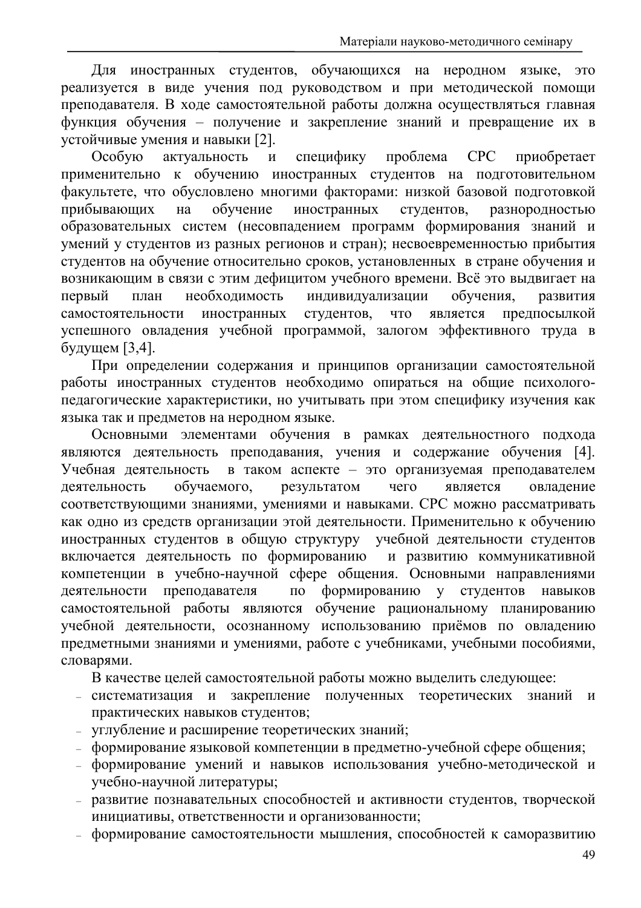Для иностранных студентов, обучающихся на неродном языке, это реализуется в виде учения под руководством и при методической помощи преподавателя. В ходе самостоятельной работы должна осуществляться главная функция обучения – получение и закрепление знаний и превращение их в устойчивые умения и навыки [2].

Особую актуальность и специфику проблема СРС приобретает применительно к обучению иностранных студентов на подготовительном факультете, что обусловлено многими факторами: низкой базовой подготовкой прибывающих на обучение иностранных студентов, разнородностью образовательных систем (несовпадением программ формирования знаний и умений у студентов из разных регионов и стран); несвоевременностью прибытия студентов на обучение относительно сроков, установленных в стране обучения и возникающим в связи с этим дефицитом учебного времени. Всё это выдвигает на первый план необходимость индивидуализации обучения, развития самостоятельности иностранных студентов, что является предпосылкой успешного овладения учебной программой, залогом эффективного труда в будущем [3,4].

При определении содержания и принципов организации самостоятельной работы иностранных студентов необходимо опираться на общие психолого-педагогические характеристики, но учитывать при этом специфику изучения как языка так и предметов на неродном языке.

Основными элементами обучения в рамках деятельностного подхода являются деятельность преподавания, учения и содержание обучения [4]. Учебная деятельность в таком аспекте – это организуемая преподавателем деятельность обучаемого, результатом чего является овладение соответствующими знаниями, умениями и навыками. СРС можно рассматривать как одно из средств организации этой деятельности. Применительно к обучению иностранных студентов в общую структуру учебной деятельности студентов включается деятельность по формированию и развитию коммуникативной компетенции в учебно-научной сфере общения. Основными направлениями деятельности преподавателя по формированию у студентов навыков самостоятельной работы являются обучение рациональному планированию учебной деятельности, осознанному использованию приёмов по овладению предметными знаниями и умениями, работе с учебниками, учебными пособиями, словарями.

В качестве целей самостоятельной работы можно выделить следующее:

- систематизация и закрепление полученных теоретических знаний и практических навыков студентов;
- углубление и расширение теоретических знаний;
- формирование языковой компетенции в предметно-учебной сфере общения;
- формирование умений и навыков использования учебно-методической и учебно-научной литературы;
- развитие познавательных способностей и активности студентов, творческой инициативы, ответственности и организованности;
- формирование самостоятельности мышления, способностей к саморазвитию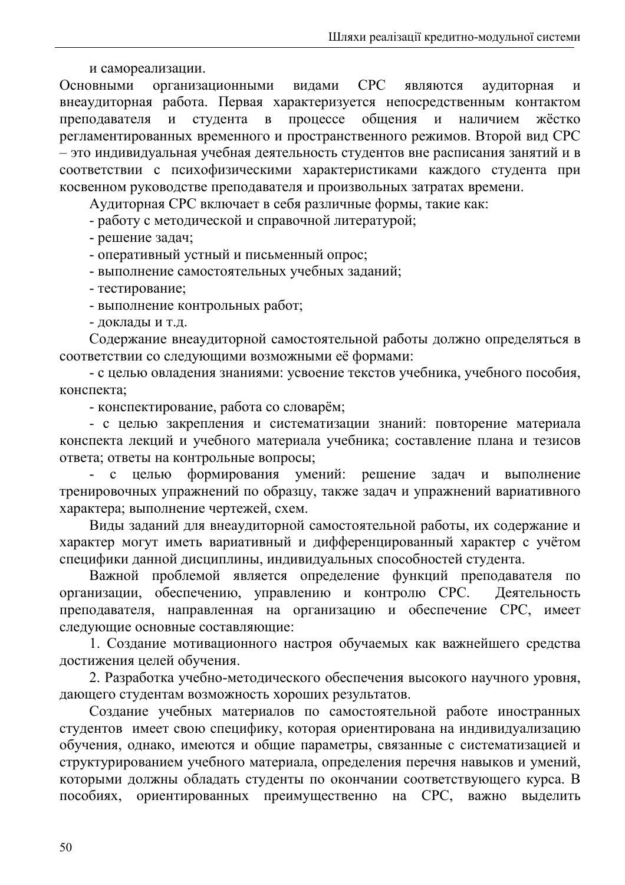и самореализации.

Основными организационными видами СРС являются аудиторная и внеаудиторная работа. Первая характеризуется непосредственным контактом преподавателя и студента в процессе общения и наличием жёстко регламентированных временного и пространственного режимов. Второй вид СРС – это индивидуальная учебная деятельность студентов вне расписания занятий и в соответствии с психофизическими характеристиками каждого студента при косвенном руководстве преподавателя и произвольных затратах времени.

Аудиторная СРС включает в себя различные формы, такие как:

- работу с методической и справочной литературой;
- решение задач;
- оперативный устный и письменный опрос;
- выполнение самостоятельных учебных заданий;
- тестирование;
- выполнение контрольных работ;
- доклады и т.д.

Содержание внеаудиторной самостоятельной работы должно определяться в соответствии со следующими возможными её формами:

- с целью овладения знаниями: усвоение текстов учебника, учебного пособия, конспекта;
- конспектирование, работа со словарём;
- с целью закрепления и систематизации знаний: повторение материала конспекта лекций и учебного материала учебника; составление плана и тезисов ответа; ответы на контрольные вопросы;
- с целью формирования умений: решение задач и выполнение тренировочных упражнений по образцу, также задач и упражнений вариативного характера; выполнение чертежей, схем.

Виды заданий для внеаудиторной самостоятельной работы, их содержание и характер могут иметь вариативный и дифференцированный характер с учётом специфики данной дисциплины, индивидуальных способностей студента.

Важной проблемой является определение функций преподавателя по организации, обеспечению, управлению и контролю СРС. Деятельность преподавателя, направленная на организацию и обеспечение СРС, имеет следующие основные составляющие:

1. Создание мотивационного настроя обучаемых как важнейшего средства достижения целей обучения.
2. Разработка учебно-методического обеспечения высокого научного уровня, дающего студентам возможность хороших результатов.

Создание учебных материалов по самостоятельной работе иностранных студентов имеет свою специфику, которая ориентирована на индивидуализацию обучения, однако, имеются и общие параметры, связанные с систематизацией и структурированием учебного материала, определения перечня навыков и умений, которыми должны обладать студенты по окончании соответствующего курса. В пособиях, ориентированных преимущественно на СРС, важно выделить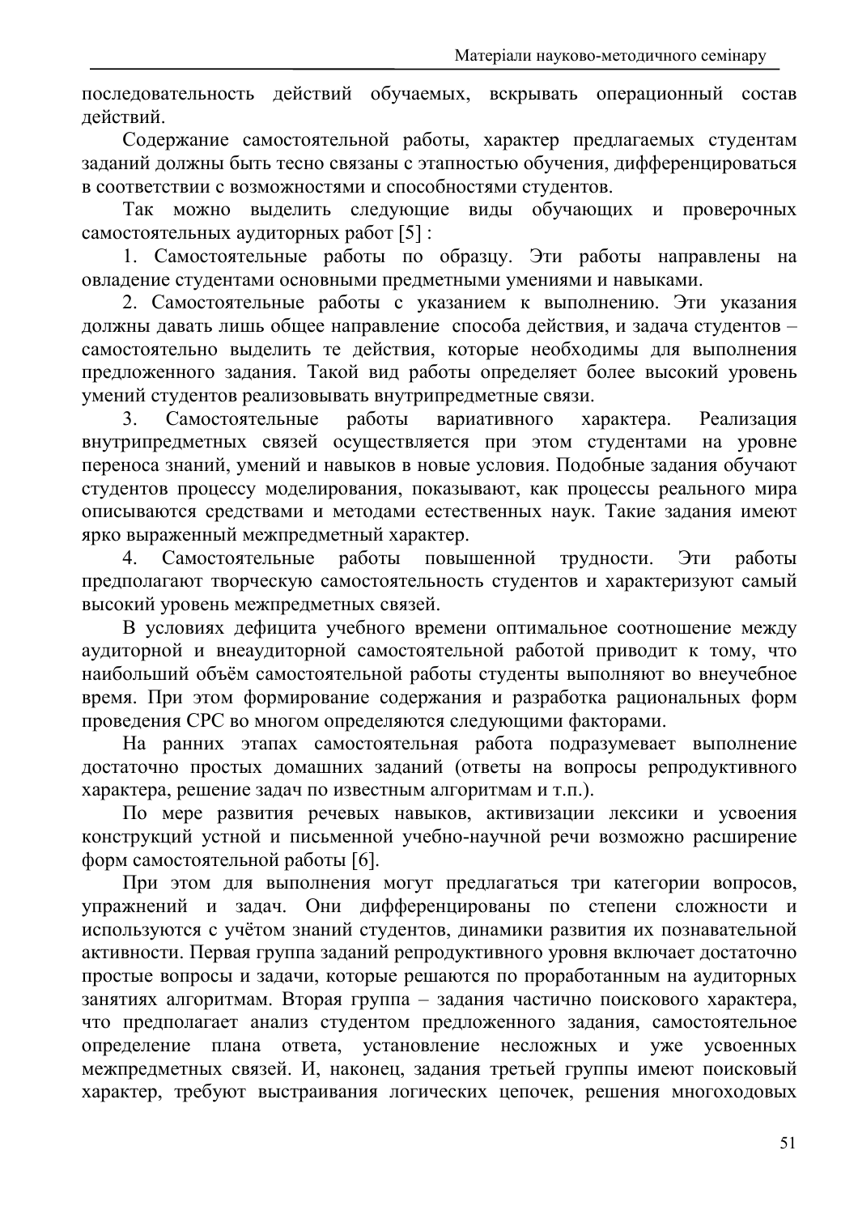последовательность действий обучаемых, вскрывать операционный состав действий.

Содержание самостоятельной работы, характер предлагаемых студентам заданий должны быть тесно связаны с этапностью обучения, дифференцироваться в соответствии с возможностями и способностями студентов.

Так можно выделить следующие виды обучающих и проверочных самостоятельных аудиторных работ [5] :

1. Самостоятельные работы по образцу. Эти работы направлены на овладение студентами основными предметными умениями и навыками.
2. Самостоятельные работы с указанием к выполнению. Эти указания должны давать лишь общее направление способа действия, и задача студентов – самостоятельно выделить те действия, которые необходимы для выполнения предложенного задания. Такой вид работы определяет более высокий уровень умений студентов реализовывать внутрипредметные связи.
3. Самостоятельные работы вариативного характера. Реализация внутрипредметных связей осуществляется при этом студентами на уровне переноса знаний, умений и навыков в новые условия. Подобные задания обучают студентов процессу моделирования, показывают, как процессы реального мира описываются средствами и методами естественных наук. Такие задания имеют ярко выраженный межпредметный характер.
4. Самостоятельные работы повышенной трудности. Эти работы предполагают творческую самостоятельность студентов и характеризуют самый высокий уровень межпредметных связей.

В условиях дефицита учебного времени оптимальное соотношение между аудиторной и внеаудиторной самостоятельной работой приводит к тому, что наибольший объём самостоятельной работы студенты выполняют во внеучебное время. При этом формирование содержания и разработка рациональных форм проведения СРС во многом определяются следующими факторами.

На ранних этапах самостоятельная работа подразумевает выполнение достаточно простых домашних заданий (ответы на вопросы репродуктивного характера, решение задач по известным алгоритмам и т.п.).

По мере развития речевых навыков, активизации лексики и усвоения конструкций устной и письменной учебно-научной речи возможно расширение форм самостоятельной работы [6].

При этом для выполнения могут предлагаться три категории вопросов, упражнений и задач. Они дифференцированы по степени сложности и используются с учётом знаний студентов, динамики развития их познавательной активности. Первая группа заданий репродуктивного уровня включает достаточно простые вопросы и задачи, которые решаются по проработанным на аудиторных занятиях алгоритмам. Вторая группа – задания частично поискового характера, что предполагает анализ студентом предложенного задания, самостоятельное определение плана ответа, установление несложных и уже усвоенных межпредметных связей. И, наконец, задания третьей группы имеют поисковый характер, требуют выстраивания логических цепочек, решения многоходовых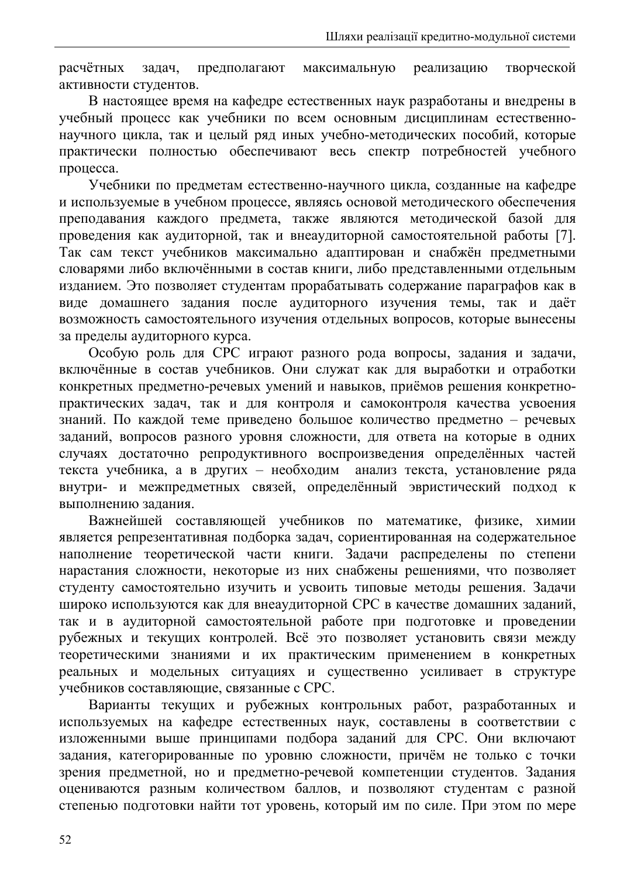расчётных задач, предполагают максимальную реализацию творческой активности студентов.

В настоящее время на кафедре естественных наук разработаны и внедрены в учебный процесс как учебники по всем основным дисциплинам естественно-научного цикла, так и целый ряд иных учебно-методических пособий, которые практически полностью обеспечивают весь спектр потребностей учебного процесса.

Учебники по предметам естественно-научного цикла, созданные на кафедре и используемые в учебном процессе, являясь основой методического обеспечения преподавания каждого предмета, также являются методической базой для проведения как аудиторной, так и внеаудиторной самостоятельной работы [7]. Так сам текст учебников максимально адаптирован и снабжён предметными словарями либо включёнными в состав книги, либо представленными отдельным изданием. Это позволяет студентам прорабатывать содержание параграфов как в виде домашнего задания после аудиторного изучения темы, так и даёт возможность самостоятельного изучения отдельных вопросов, которые вынесены за пределы аудиторного курса.

Особую роль для СРС играют разного рода вопросы, задания и задачи, включённые в состав учебников. Они служат как для выработки и отработки конкретных предметно-речевых умений и навыков, приёмов решения конкретно-практических задач, так и для контроля и самоконтроля качества усвоения знаний. По каждой теме приведено большое количество предметно – речевых заданий, вопросов разного уровня сложности, для ответа на которые в одних случаях достаточно репродуктивного воспроизведения определённых частей текста учебника, а в других – необходим анализ текста, установление ряда внутри- и межпредметных связей, определённый эвристический подход к выполнению задания.

Важнейшей составляющей учебников по математике, физике, химии является репрезентативная подборка задач, сориентированная на содержательное наполнение теоретической части книги. Задачи распределены по степени нарастания сложности, некоторые из них снабжены решениями, что позволяет студенту самостоятельно изучить и усвоить типовые методы решения. Задачи широко используются как для внеаудиторной СРС в качестве домашних заданий, так и в аудиторной самостоятельной работе при подготовке и проведении рубежных и текущих контролей. Всё это позволяет установить связи между теоретическими знаниями и их практическим применением в конкретных реальных и модельных ситуациях и существенно усиливает в структуре учебников составляющие, связанные с СРС.

Варианты текущих и рубежных контрольных работ, разработанных и используемых на кафедре естественных наук, составлены в соответствии с изложенными выше принципами подбора заданий для СРС. Они включают задания, категорированные по уровню сложности, причём не только с точки зрения предметной, но и предметно-речевой компетенции студентов. Задания оцениваются разным количеством баллов, и позволяют студентам с разной степенью подготовки найти тот уровень, который им по силе. При этом по мере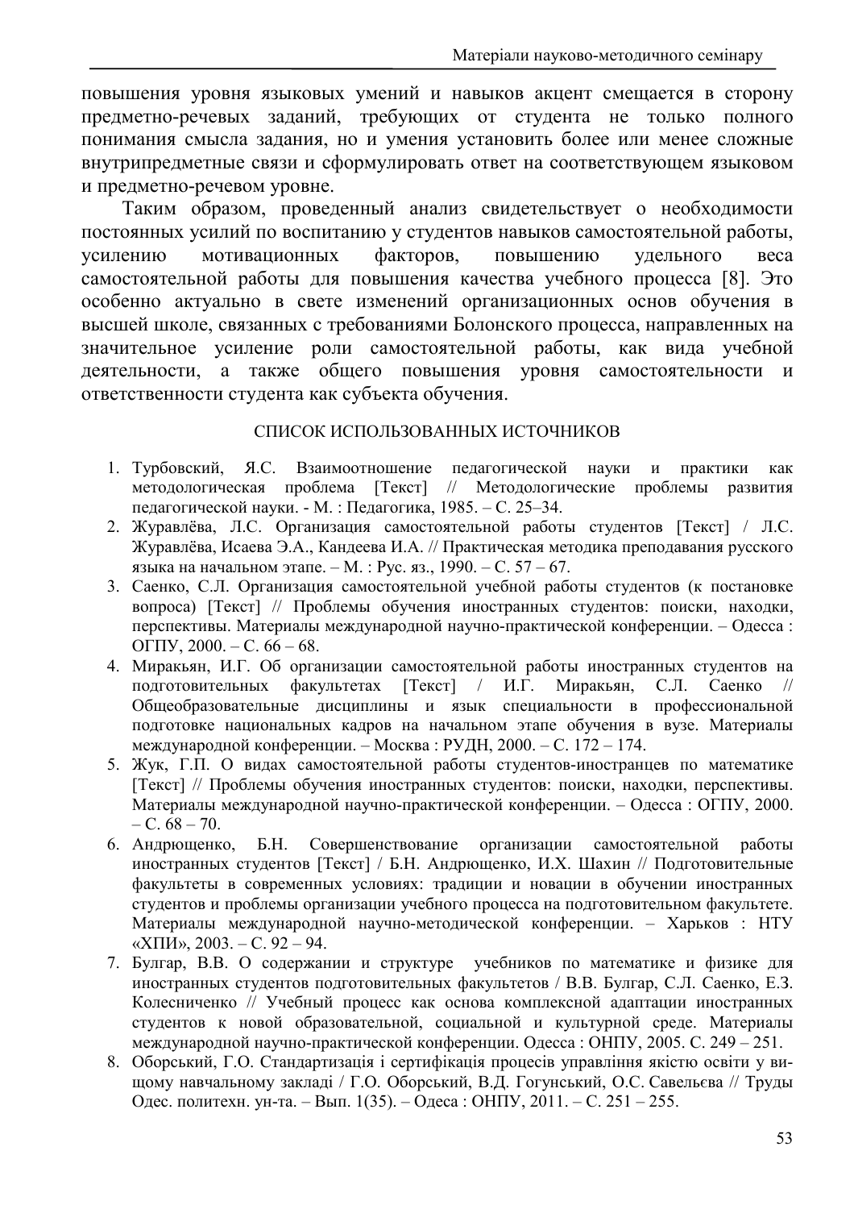повышения уровня языковых умений и навыков акцент смещается в сторону предметно-речевых заданий, требующих от студента не только полного понимания смысла задания, но и умения установить более или менее сложные внутрипредметные связи и сформулировать ответ на соответствующем языковом и предметно-речевом уровне.

Таким образом, проведенный анализ свидетельствует о необходимости постоянных усилий по воспитанию у студентов навыков самостоятельной работы, усилению мотивационных факторов, повышению удельного веса самостоятельной работы для повышения качества учебного процесса [8]. Это особенно актуально в свете изменений организационных основ обучения в высшей школе, связанных с требованиями Болонского процесса, направленных на значительное усиление роли самостоятельной работы, как вида учебной деятельности, а также общего повышения уровня самостоятельности и ответственности студента как субъекта обучения.

## СПИСОК ИСПОЛЬЗОВАННЫХ ИСТОЧНИКОВ

1. Турбовский, Я.С. Взаимоотношение педагогической науки и практики как методологическая проблема [Текст] // Методологические проблемы развития педагогической науки. - М. : Педагогика, 1985. – С. 25–34.
2. Журавлёва, Л.С. Организация самостоятельной работы студентов [Текст] / Л.С. Журавлёва, Исаева Э.А., Кандеева И.А. // Практическая методика преподавания русского языка на начальном этапе. – М. : Рус. яз., 1990. – С. 57 – 67.
3. Саенко, С.Л. Организация самостоятельной учебной работы студентов (к постановке вопроса) [Текст] // Проблемы обучения иностранных студентов: поиски, находки, перспективы. Материалы международной научно-практической конференции. – Одесса : ОГПУ, 2000. – С. 66 – 68.
4. Миракьян, И.Г. Об организации самостоятельной работы иностранных студентов на подготовительных факультетах [Текст] / И.Г. Миракьян, С.Л. Саенко // Общеобразовательные дисциплины и язык специальности в профессиональной подготовке национальных кадров на начальном этапе обучения в вузе. Материалы международной конференции. – Москва : РУДН, 2000. – С. 172 – 174.
5. Жук, Г.П. О видах самостоятельной работы студентов-иностранцев по математике [Текст] // Проблемы обучения иностранных студентов: поиски, находки, перспективы. Материалы международной научно-практической конференции. – Одесса : ОГПУ, 2000. – С. 68 – 70.
6. Андрющенко, Б.Н. Совершенствование организации самостоятельной работы иностранных студентов [Текст] / Б.Н. Андрющенко, И.Х. Шахин // Подготовительные факультеты в современных условиях: традиции и новации в обучении иностранных студентов и проблемы организации учебного процесса на подготовительном факультете. Материалы международной научно-методической конференции. – Харьков : НТУ «ХПИ», 2003. – С. 92 – 94.
7. Булгар, В.В. О содержании и структуре учебников по математике и физике для иностранных студентов подготовительных факультетов / В.В. Булгар, С.Л. Саенко, Е.З. Колесниченко // Учебный процесс как основа комплексной адаптации иностранных студентов к новой образовательной, социальной и культурной среде. Материалы международной научно-практической конференции. Одесса : ОНПУ, 2005. С. 249 – 251.
8. Оборський, Г.О. Стандартизація і сертифікація процесів управління якістю освіти у вищому навчальному закладі / Г.О. Оборський, В.Д. Гогунський, О.С. Савельєва // Труды Одес. политехн. ун-та. – Вып. 1(35). – Одеса : ОНПУ, 2011. – С. 251 – 255.